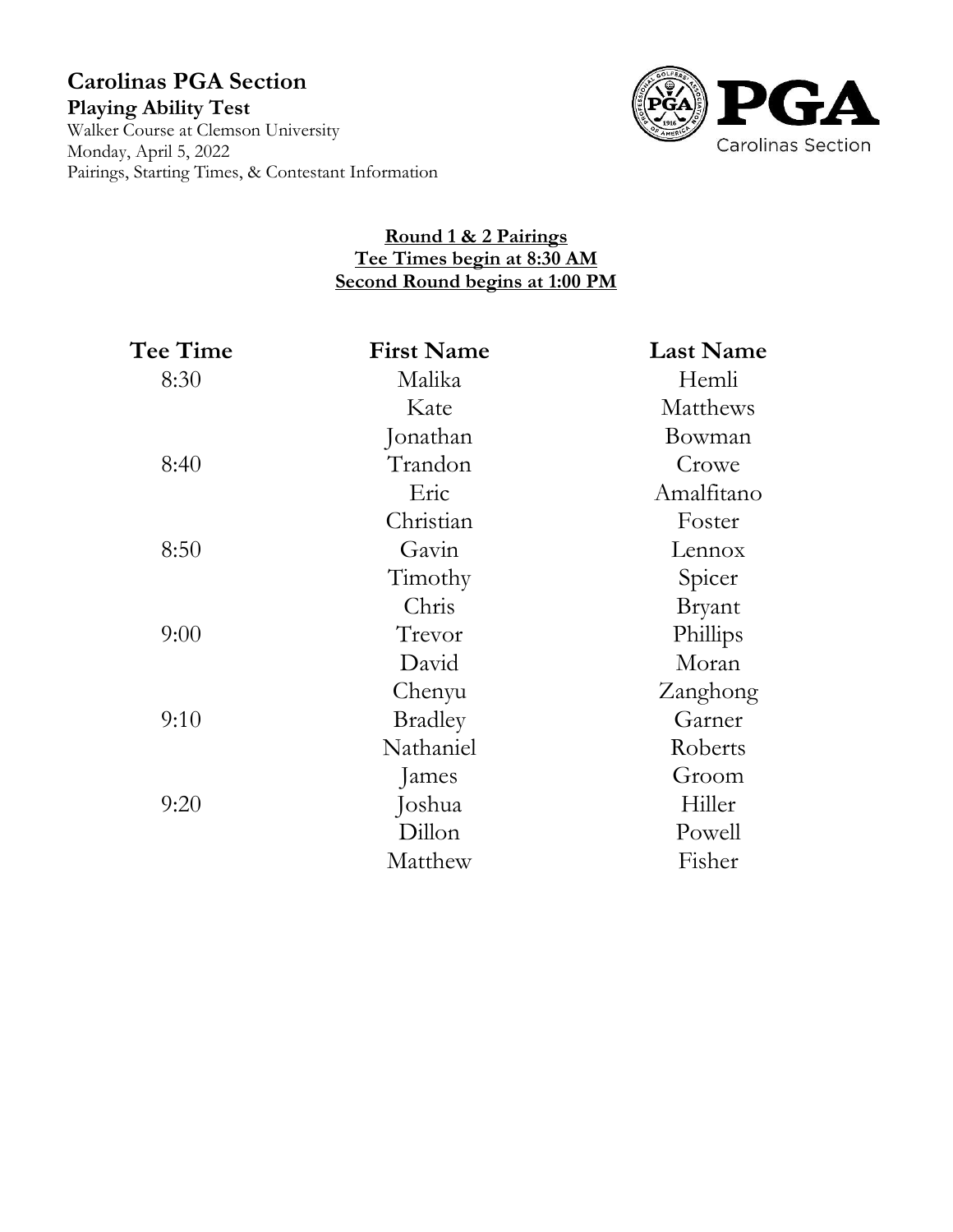# Carolinas PGA Section

**Playing Ability Test**

Walker Course at Clemson University
Monday, April 5, 2022
Pairings, Starting Times, & Contestant Information

**Round 1 & 2 Pairings**
**Tee Times begin at 8:30 AM**
**Second Round begins at 1:00 PM**

| Tee Time | First Name | Last Name |
|---|---|---|
| 8:30 | Malika | Hemli |
| | Kate | Matthews |
| | Jonathan | Bowman |
| 8:40 | Trandon | Crowe |
| | Eric | Amalfitano |
| | Christian | Foster |
| 8:50 | Gavin | Lennox |
| | Timothy | Spicer |
| | Chris | Bryant |
| 9:00 | Trevor | Phillips |
| | David | Moran |
| | Chenyu | Zanghong |
| 9:10 | Bradley | Garner |
| | Nathaniel | Roberts |
| | James | Groom |
| 9:20 | Joshua | Hiller |
| | Dillon | Powell |
| | Matthew | Fisher |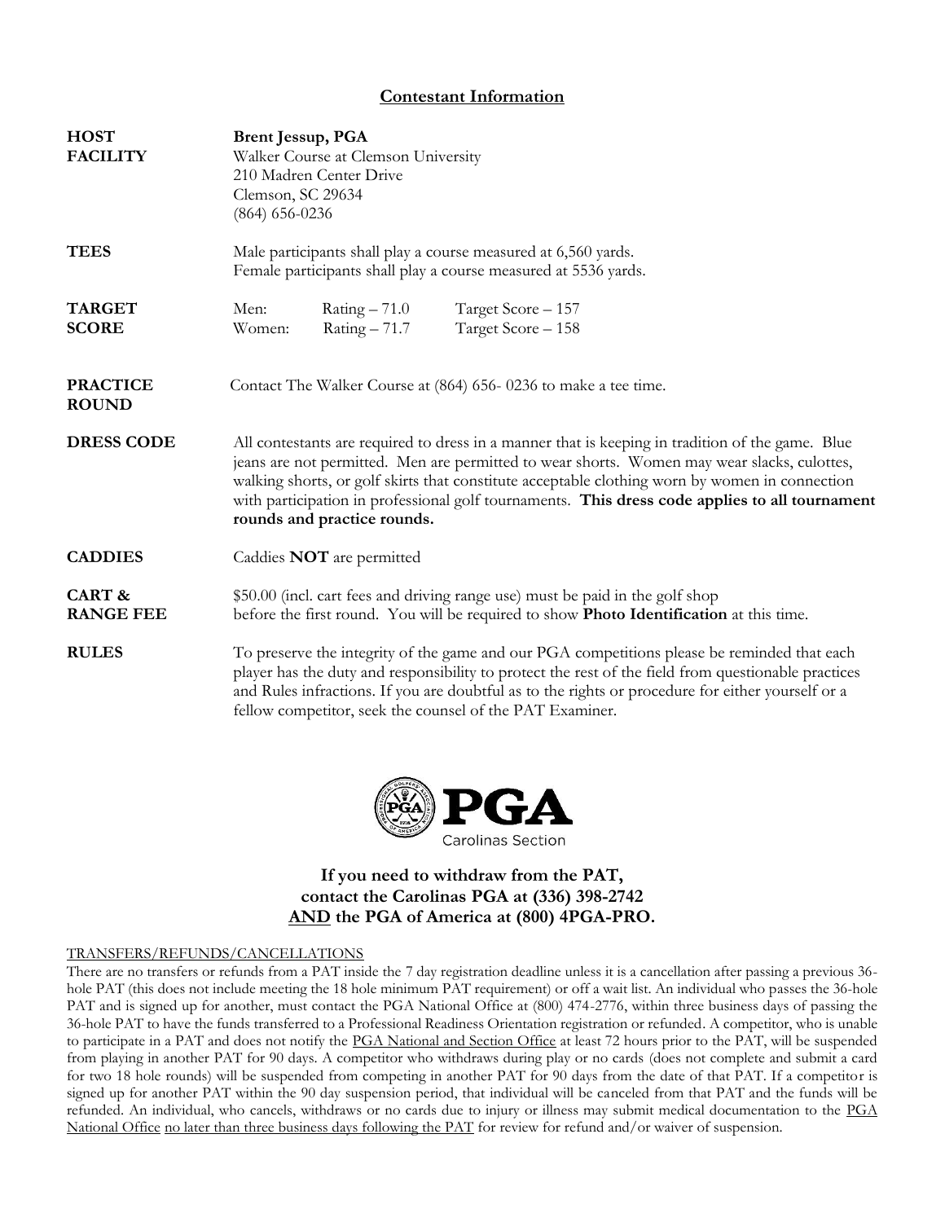## Contestant Information

| | |
|---|---|
| **HOST FACILITY** | **Brent Jessup, PGA**<br>Walker Course at Clemson University<br>210 Madren Center Drive<br>Clemson, SC 29634<br>(864) 656-0236 |
| **TEES** | Male participants shall play a course measured at 6,560 yards.<br>Female participants shall play a course measured at 5536 yards. |
| **TARGET SCORE** | Men: Rating – 71.0 Target Score – 157<br>Women: Rating – 71.7 Target Score – 158 |
| **PRACTICE ROUND** | Contact The Walker Course at (864) 656- 0236 to make a tee time. |
| **DRESS CODE** | All contestants are required to dress in a manner that is keeping in tradition of the game. Blue jeans are not permitted. Men are permitted to wear shorts. Women may wear slacks, culottes, walking shorts, or golf skirts that constitute acceptable clothing worn by women in connection with participation in professional golf tournaments. **This dress code applies to all tournament rounds and practice rounds.** |
| **CADDIES** | Caddies **NOT** are permitted |
| **CART & RANGE FEE** | $50.00 (incl. cart fees and driving range use) must be paid in the golf shop before the first round. You will be required to show **Photo Identification** at this time. |
| **RULES** | To preserve the integrity of the game and our PGA competitions please be reminded that each player has the duty and responsibility to protect the rest of the field from questionable practices and Rules infractions. If you are doubtful as to the rights or procedure for either yourself or a fellow competitor, seek the counsel of the PAT Examiner. |

PGA Carolinas Section

**If you need to withdraw from the PAT, contact the Carolinas PGA at (336) 398-2742 AND the PGA of America at (800) 4PGA-PRO.**

TRANSFERS/REFUNDS/CANCELLATIONS

There are no transfers or refunds from a PAT inside the 7 day registration deadline unless it is a cancellation after passing a previous 36-hole PAT (this does not include meeting the 18 hole minimum PAT requirement) or off a wait list. An individual who passes the 36-hole PAT and is signed up for another, must contact the PGA National Office at (800) 474-2776, within three business days of passing the 36-hole PAT to have the funds transferred to a Professional Readiness Orientation registration or refunded. A competitor, who is unable to participate in a PAT and does not notify the PGA National and Section Office at least 72 hours prior to the PAT, will be suspended from playing in another PAT for 90 days. A competitor who withdraws during play or no cards (does not complete and submit a card for two 18 hole rounds) will be suspended from competing in another PAT for 90 days from the date of that PAT. If a competitor is signed up for another PAT within the 90 day suspension period, that individual will be canceled from that PAT and the funds will be refunded. An individual, who cancels, withdraws or no cards due to injury or illness may submit medical documentation to the PGA National Office no later than three business days following the PAT for review for refund and/or waiver of suspension.